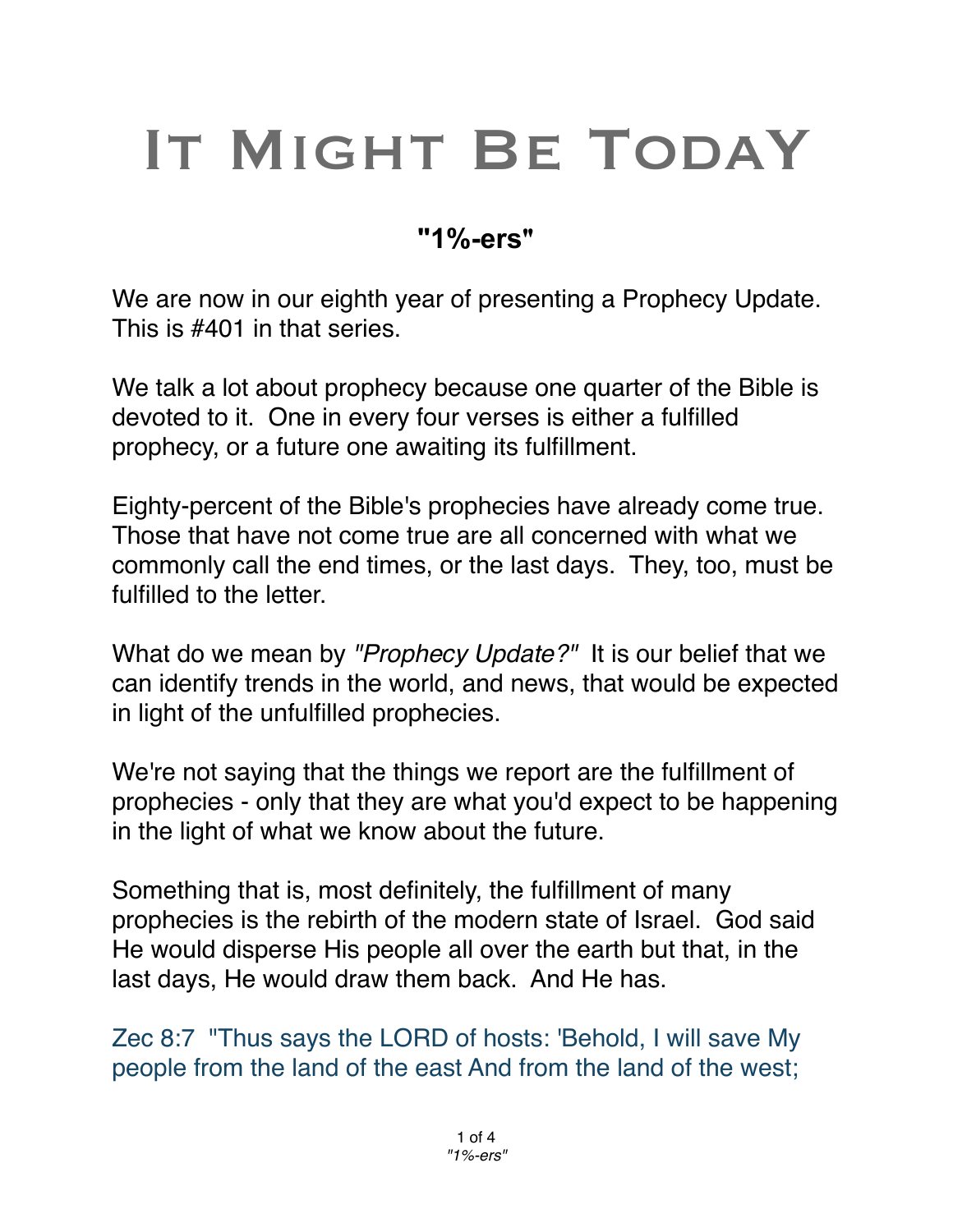# It Might Be TodaY

## **"1%-ers"**

We are now in our eighth year of presenting a Prophecy Update. This is #401 in that series.

We talk a lot about prophecy because one quarter of the Bible is devoted to it. One in every four verses is either a fulfilled prophecy, or a future one awaiting its fulfillment.

Eighty-percent of the Bible's prophecies have already come true. Those that have not come true are all concerned with what we commonly call the end times, or the last days. They, too, must be fulfilled to the letter.

What do we mean by *"Prophecy Update?"* It is our belief that we can identify trends in the world, and news, that would be expected in light of the unfulfilled prophecies.

We're not saying that the things we report are the fulfillment of prophecies - only that they are what you'd expect to be happening in the light of what we know about the future.

Something that is, most definitely, the fulfillment of many prophecies is the rebirth of the modern state of Israel. God said He would disperse His people all over the earth but that, in the last days, He would draw them back. And He has.

Zec 8:7 "Thus says the LORD of hosts: 'Behold, I will save My people from the land of the east And from the land of the west;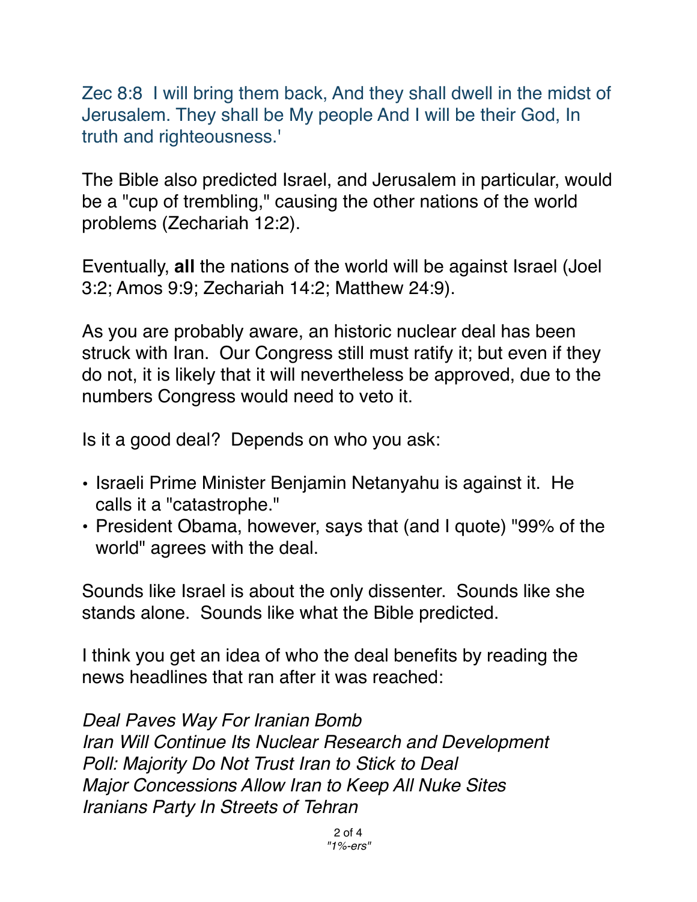Zec 8:8  I will bring them back, And they shall dwell in the midst of Jerusalem. They shall be My people And I will be their God, In truth and righteousness.'

The Bible also predicted Israel, and Jerusalem in particular, would be a "cup of trembling," causing the other nations of the world problems (Zechariah 12:2).

Eventually, **all** the nations of the world will be against Israel (Joel 3:2; Amos 9:9; Zechariah 14:2; Matthew 24:9).

As you are probably aware, an historic nuclear deal has been struck with Iran.  Our Congress still must ratify it; but even if they do not, it is likely that it will nevertheless be approved, due to the numbers Congress would need to veto it.

Is it a good deal?  Depends on who you ask:

- Israeli Prime Minister Benjamin Netanyahu is against it.  He calls it a "catastrophe."
- President Obama, however, says that (and I quote) "99% of the world" agrees with the deal.

Sounds like Israel is about the only dissenter.  Sounds like she stands alone.  Sounds like what the Bible predicted.

I think you get an idea of who the deal benefits by reading the news headlines that ran after it was reached:

*Deal Paves Way For Iranian Bomb*
*Iran Will Continue Its Nuclear Research and Development*
*Poll: Majority Do Not Trust Iran to Stick to Deal*
*Major Concessions Allow Iran to Keep All Nuke Sites*
*Iranians Party In Streets of Tehran*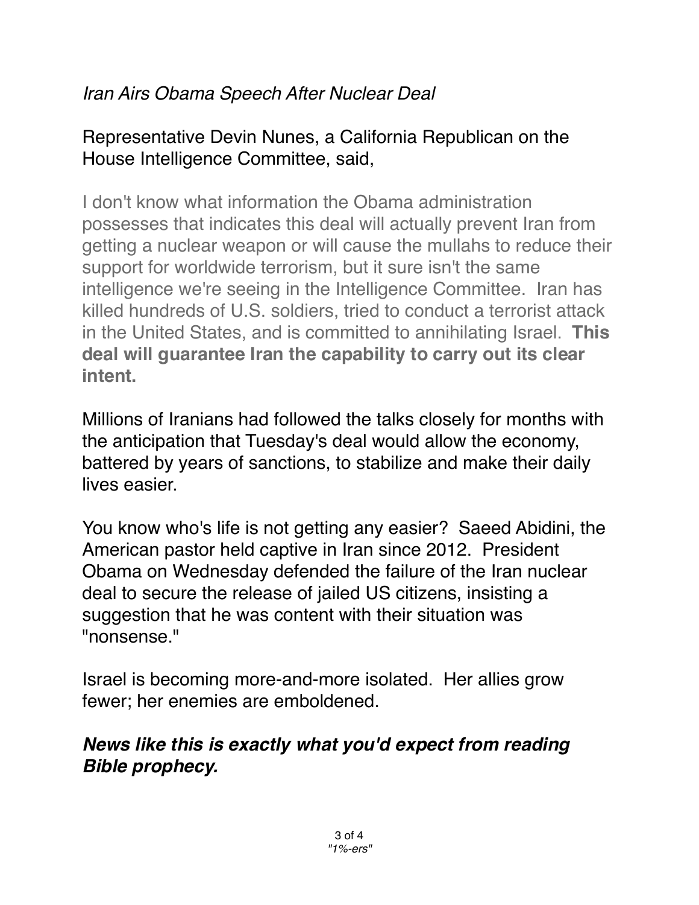*Iran Airs Obama Speech After Nuclear Deal*

Representative Devin Nunes, a California Republican on the House Intelligence Committee, said,

> I don't know what information the Obama administration possesses that indicates this deal will actually prevent Iran from getting a nuclear weapon or will cause the mullahs to reduce their support for worldwide terrorism, but it sure isn't the same intelligence we're seeing in the Intelligence Committee. Iran has killed hundreds of U.S. soldiers, tried to conduct a terrorist attack in the United States, and is committed to annihilating Israel. **This deal will guarantee Iran the capability to carry out its clear intent.**

Millions of Iranians had followed the talks closely for months with the anticipation that Tuesday's deal would allow the economy, battered by years of sanctions, to stabilize and make their daily lives easier.

You know who's life is not getting any easier? Saeed Abidini, the American pastor held captive in Iran since 2012. President Obama on Wednesday defended the failure of the Iran nuclear deal to secure the release of jailed US citizens, insisting a suggestion that he was content with their situation was "nonsense."

Israel is becoming more-and-more isolated. Her allies grow fewer; her enemies are emboldened.

***News like this is exactly what you'd expect from reading Bible prophecy.***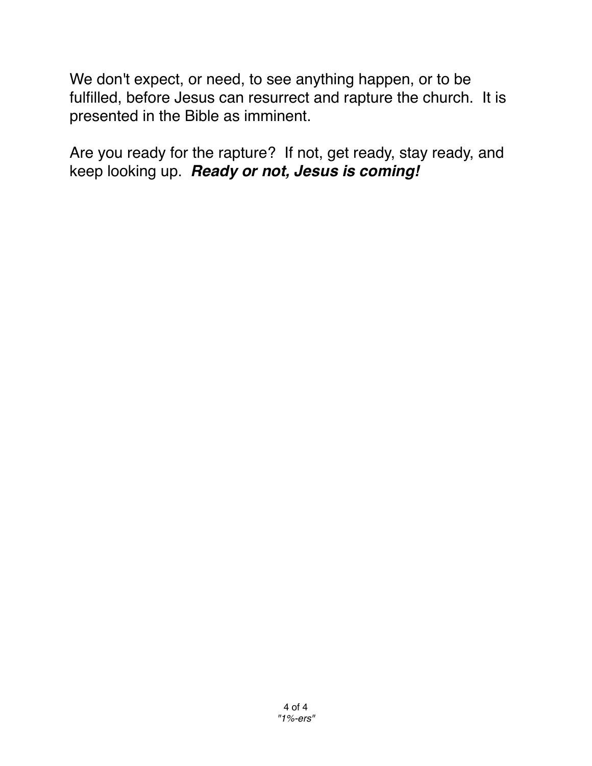We don't expect, or need, to see anything happen, or to be fulfilled, before Jesus can resurrect and rapture the church.  It is presented in the Bible as imminent.

Are you ready for the rapture?  If not, get ready, stay ready, and keep looking up.  ***Ready or not, Jesus is coming!***